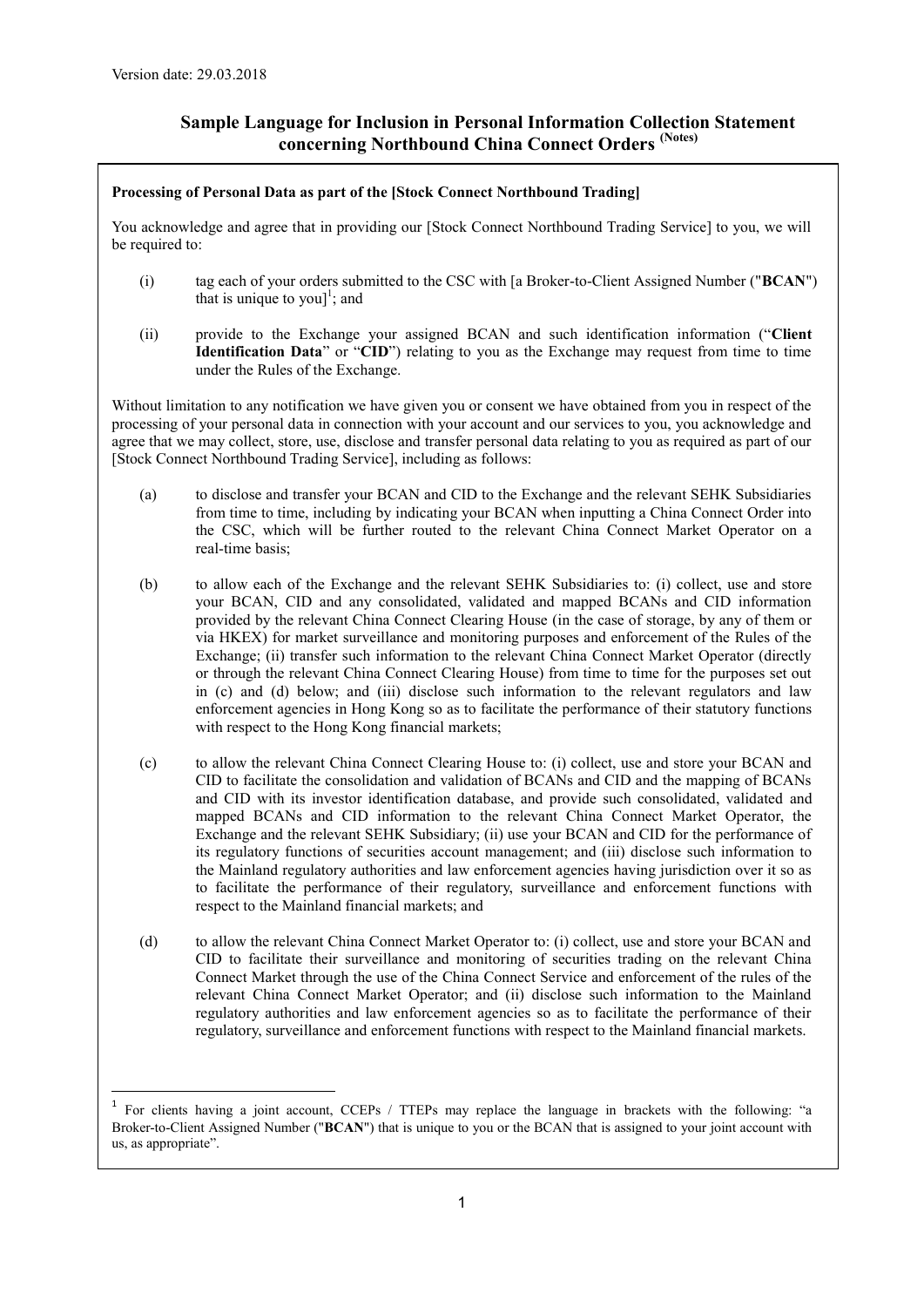Version date: 29.03.2018

# Sample Language for Inclusion in Personal Information Collection Statement concerning Northbound China Connect Orders [(Notes)]

**Processing of Personal Data as part of the [Stock Connect Northbound Trading]**

You acknowledge and agree that in providing our [Stock Connect Northbound Trading Service] to you, we will be required to:

(i) tag each of your orders submitted to the CSC with [a Broker-to-Client Assigned Number ("**BCAN**") that is unique to you][1]; and

(ii) provide to the Exchange your assigned BCAN and such identification information ("**Client Identification Data**" or "**CID**") relating to you as the Exchange may request from time to time under the Rules of the Exchange.

Without limitation to any notification we have given you or consent we have obtained from you in respect of the processing of your personal data in connection with your account and our services to you, you acknowledge and agree that we may collect, store, use, disclose and transfer personal data relating to you as required as part of our [Stock Connect Northbound Trading Service], including as follows:

(a) to disclose and transfer your BCAN and CID to the Exchange and the relevant SEHK Subsidiaries from time to time, including by indicating your BCAN when inputting a China Connect Order into the CSC, which will be further routed to the relevant China Connect Market Operator on a real-time basis;

(b) to allow each of the Exchange and the relevant SEHK Subsidiaries to: (i) collect, use and store your BCAN, CID and any consolidated, validated and mapped BCANs and CID information provided by the relevant China Connect Clearing House (in the case of storage, by any of them or via HKEX) for market surveillance and monitoring purposes and enforcement of the Rules of the Exchange; (ii) transfer such information to the relevant China Connect Market Operator (directly or through the relevant China Connect Clearing House) from time to time for the purposes set out in (c) and (d) below; and (iii) disclose such information to the relevant regulators and law enforcement agencies in Hong Kong so as to facilitate the performance of their statutory functions with respect to the Hong Kong financial markets;

(c) to allow the relevant China Connect Clearing House to: (i) collect, use and store your BCAN and CID to facilitate the consolidation and validation of BCANs and CID and the mapping of BCANs and CID with its investor identification database, and provide such consolidated, validated and mapped BCANs and CID information to the relevant China Connect Market Operator, the Exchange and the relevant SEHK Subsidiary; (ii) use your BCAN and CID for the performance of its regulatory functions of securities account management; and (iii) disclose such information to the Mainland regulatory authorities and law enforcement agencies having jurisdiction over it so as to facilitate the performance of their regulatory, surveillance and enforcement functions with respect to the Mainland financial markets; and

(d) to allow the relevant China Connect Market Operator to: (i) collect, use and store your BCAN and CID to facilitate their surveillance and monitoring of securities trading on the relevant China Connect Market through the use of the China Connect Service and enforcement of the rules of the relevant China Connect Market Operator; and (ii) disclose such information to the Mainland regulatory authorities and law enforcement agencies so as to facilitate the performance of their regulatory, surveillance and enforcement functions with respect to the Mainland financial markets.

---

[1] For clients having a joint account, CCEPs / TTEPs may replace the language in brackets with the following: "a Broker-to-Client Assigned Number ("**BCAN**") that is unique to you or the BCAN that is assigned to your joint account with us, as appropriate".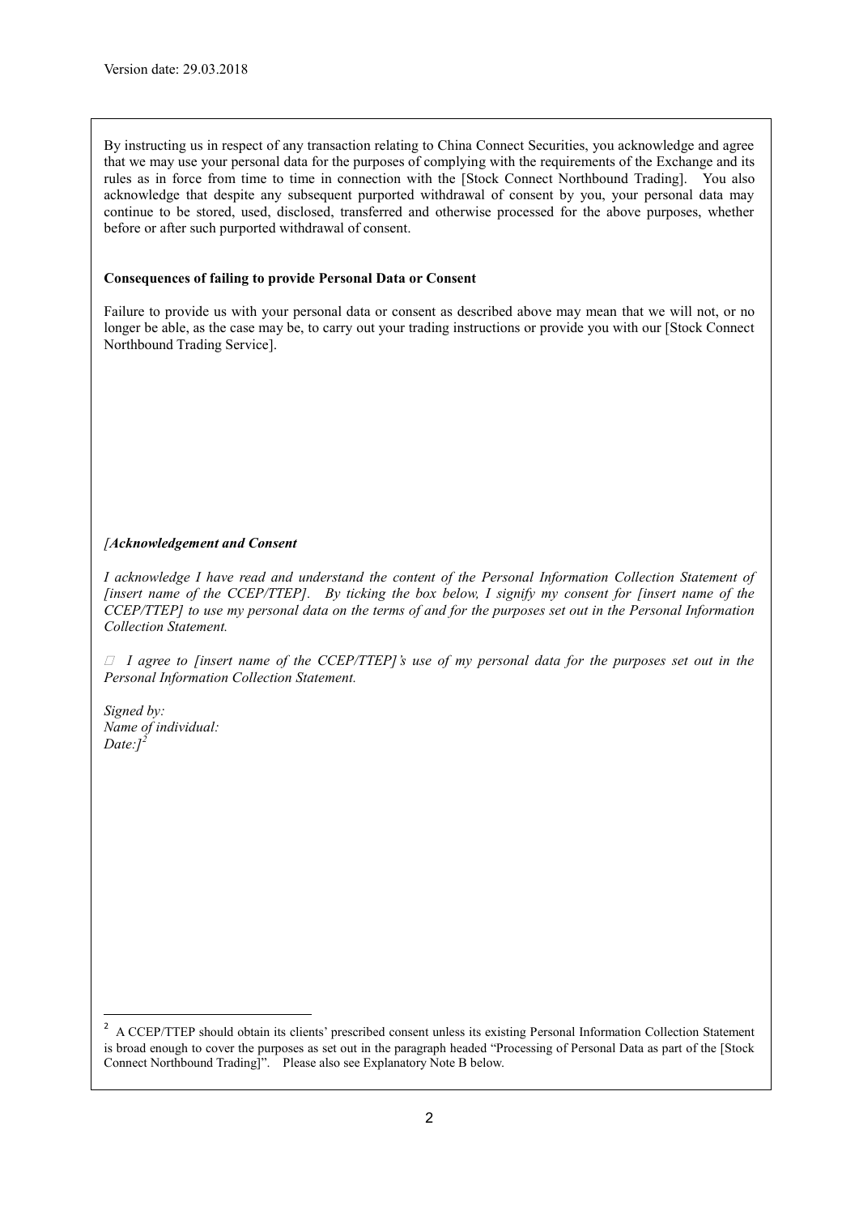Version date: 29.03.2018

By instructing us in respect of any transaction relating to China Connect Securities, you acknowledge and agree that we may use your personal data for the purposes of complying with the requirements of the Exchange and its rules as in force from time to time in connection with the [Stock Connect Northbound Trading]. You also acknowledge that despite any subsequent purported withdrawal of consent by you, your personal data may continue to be stored, used, disclosed, transferred and otherwise processed for the above purposes, whether before or after such purported withdrawal of consent.

**Consequences of failing to provide Personal Data or Consent**

Failure to provide us with your personal data or consent as described above may mean that we will not, or no longer be able, as the case may be, to carry out your trading instructions or provide you with our [Stock Connect Northbound Trading Service].

*[**Acknowledgement and Consent***

*I acknowledge I have read and understand the content of the Personal Information Collection Statement of [insert name of the CCEP/TTEP]. By ticking the box below, I signify my consent for [insert name of the CCEP/TTEP] to use my personal data on the terms of and for the purposes set out in the Personal Information Collection Statement.*

☐ *I agree to [insert name of the CCEP/TTEP]'s use of my personal data for the purposes set out in the Personal Information Collection Statement.*

*Signed by:*
*Name of individual:*
*Date:]*[2]

[2] A CCEP/TTEP should obtain its clients' prescribed consent unless its existing Personal Information Collection Statement is broad enough to cover the purposes as set out in the paragraph headed "Processing of Personal Data as part of the [Stock Connect Northbound Trading]". Please also see Explanatory Note B below.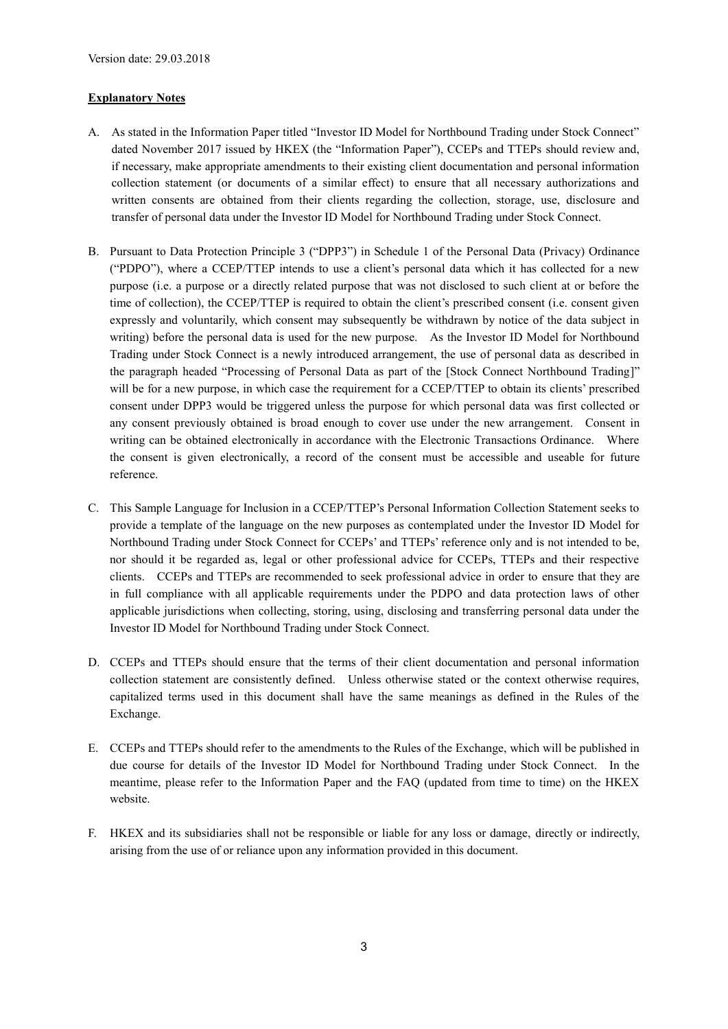Version date: 29.03.2018

**Explanatory Notes**

A. As stated in the Information Paper titled "Investor ID Model for Northbound Trading under Stock Connect" dated November 2017 issued by HKEX (the "Information Paper"), CCEPs and TTEPs should review and, if necessary, make appropriate amendments to their existing client documentation and personal information collection statement (or documents of a similar effect) to ensure that all necessary authorizations and written consents are obtained from their clients regarding the collection, storage, use, disclosure and transfer of personal data under the Investor ID Model for Northbound Trading under Stock Connect.

B. Pursuant to Data Protection Principle 3 ("DPP3") in Schedule 1 of the Personal Data (Privacy) Ordinance ("PDPO"), where a CCEP/TTEP intends to use a client's personal data which it has collected for a new purpose (i.e. a purpose or a directly related purpose that was not disclosed to such client at or before the time of collection), the CCEP/TTEP is required to obtain the client's prescribed consent (i.e. consent given expressly and voluntarily, which consent may subsequently be withdrawn by notice of the data subject in writing) before the personal data is used for the new purpose. As the Investor ID Model for Northbound Trading under Stock Connect is a newly introduced arrangement, the use of personal data as described in the paragraph headed "Processing of Personal Data as part of the [Stock Connect Northbound Trading]" will be for a new purpose, in which case the requirement for a CCEP/TTEP to obtain its clients' prescribed consent under DPP3 would be triggered unless the purpose for which personal data was first collected or any consent previously obtained is broad enough to cover use under the new arrangement. Consent in writing can be obtained electronically in accordance with the Electronic Transactions Ordinance. Where the consent is given electronically, a record of the consent must be accessible and useable for future reference.

C. This Sample Language for Inclusion in a CCEP/TTEP's Personal Information Collection Statement seeks to provide a template of the language on the new purposes as contemplated under the Investor ID Model for Northbound Trading under Stock Connect for CCEPs' and TTEPs' reference only and is not intended to be, nor should it be regarded as, legal or other professional advice for CCEPs, TTEPs and their respective clients. CCEPs and TTEPs are recommended to seek professional advice in order to ensure that they are in full compliance with all applicable requirements under the PDPO and data protection laws of other applicable jurisdictions when collecting, storing, using, disclosing and transferring personal data under the Investor ID Model for Northbound Trading under Stock Connect.

D. CCEPs and TTEPs should ensure that the terms of their client documentation and personal information collection statement are consistently defined. Unless otherwise stated or the context otherwise requires, capitalized terms used in this document shall have the same meanings as defined in the Rules of the Exchange.

E. CCEPs and TTEPs should refer to the amendments to the Rules of the Exchange, which will be published in due course for details of the Investor ID Model for Northbound Trading under Stock Connect. In the meantime, please refer to the Information Paper and the FAQ (updated from time to time) on the HKEX website.

F. HKEX and its subsidiaries shall not be responsible or liable for any loss or damage, directly or indirectly, arising from the use of or reliance upon any information provided in this document.